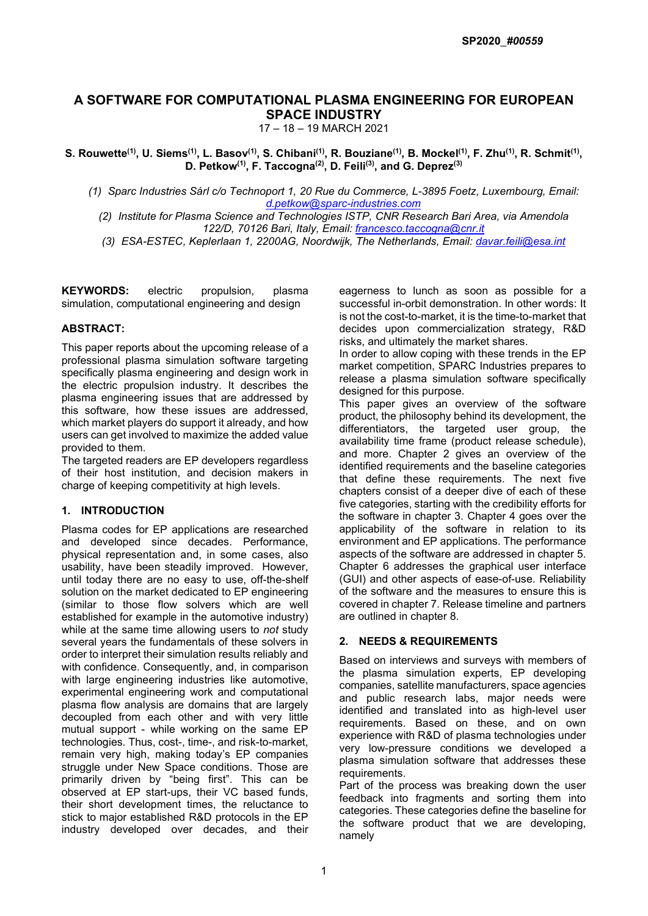# A SOFTWARE FOR COMPUTATIONAL PLASMA ENGINEERING FOR EUROPEAN SPACE INDUSTRY

17 – 18 – 19 MARCH 2021

**S. Rouwette[(1)], U. Siems[(1)], L. Basov[(1)], S. Chibani[(1)], R. Bouziane[(1)], B. Mockel[(1)], F. Zhu[(1)], R. Schmit[(1)], D. Petkow[(1)], F. Taccogna[(2)], D. Feili[(3)], and G. Deprez[(3)]**

*(1) Sparc Industries Sárl c/o Technoport 1, 20 Rue du Commerce, L-3895 Foetz, Luxembourg, Email: d.petkow@sparc-industries.com*

*(2) Institute for Plasma Science and Technologies ISTP, CNR Research Bari Area, via Amendola 122/D, 70126 Bari, Italy, Email: francesco.taccogna@cnr.it*

*(3) ESA-ESTEC, Keplerlaan 1, 2200AG, Noordwijk, The Netherlands, Email: davar.feili@esa.int*

**KEYWORDS:** electric propulsion, plasma simulation, computational engineering and design

**ABSTRACT:**

This paper reports about the upcoming release of a professional plasma simulation software targeting specifically plasma engineering and design work in the electric propulsion industry. It describes the plasma engineering issues that are addressed by this software, how these issues are addressed, which market players do support it already, and how users can get involved to maximize the added value provided to them.

The targeted readers are EP developers regardless of their host institution, and decision makers in charge of keeping competitivity at high levels.

## 1. INTRODUCTION

Plasma codes for EP applications are researched and developed since decades. Performance, physical representation and, in some cases, also usability, have been steadily improved. However, until today there are no easy to use, off-the-shelf solution on the market dedicated to EP engineering (similar to those flow solvers which are well established for example in the automotive industry) while at the same time allowing users to *not* study several years the fundamentals of these solvers in order to interpret their simulation results reliably and with confidence. Consequently, and, in comparison with large engineering industries like automotive, experimental engineering work and computational plasma flow analysis are domains that are largely decoupled from each other and with very little mutual support - while working on the same EP technologies. Thus, cost-, time-, and risk-to-market, remain very high, making today's EP companies struggle under New Space conditions. Those are primarily driven by "being first". This can be observed at EP start-ups, their VC based funds, their short development times, the reluctance to stick to major established R&D protocols in the EP industry developed over decades, and their eagerness to lunch as soon as possible for a successful in-orbit demonstration. In other words: It is not the cost-to-market, it is the time-to-market that decides upon commercialization strategy, R&D risks, and ultimately the market shares.

In order to allow coping with these trends in the EP market competition, SPARC Industries prepares to release a plasma simulation software specifically designed for this purpose.

This paper gives an overview of the software product, the philosophy behind its development, the differentiators, the targeted user group, the availability time frame (product release schedule), and more. Chapter 2 gives an overview of the identified requirements and the baseline categories that define these requirements. The next five chapters consist of a deeper dive of each of these five categories, starting with the credibility efforts for the software in chapter 3. Chapter 4 goes over the applicability of the software in relation to its environment and EP applications. The performance aspects of the software are addressed in chapter 5. Chapter 6 addresses the graphical user interface (GUI) and other aspects of ease-of-use. Reliability of the software and the measures to ensure this is covered in chapter 7. Release timeline and partners are outlined in chapter 8.

## 2. NEEDS & REQUIREMENTS

Based on interviews and surveys with members of the plasma simulation experts, EP developing companies, satellite manufacturers, space agencies and public research labs, major needs were identified and translated into as high-level user requirements. Based on these, and on own experience with R&D of plasma technologies under very low-pressure conditions we developed a plasma simulation software that addresses these requirements.

Part of the process was breaking down the user feedback into fragments and sorting them into categories. These categories define the baseline for the software product that we are developing, namely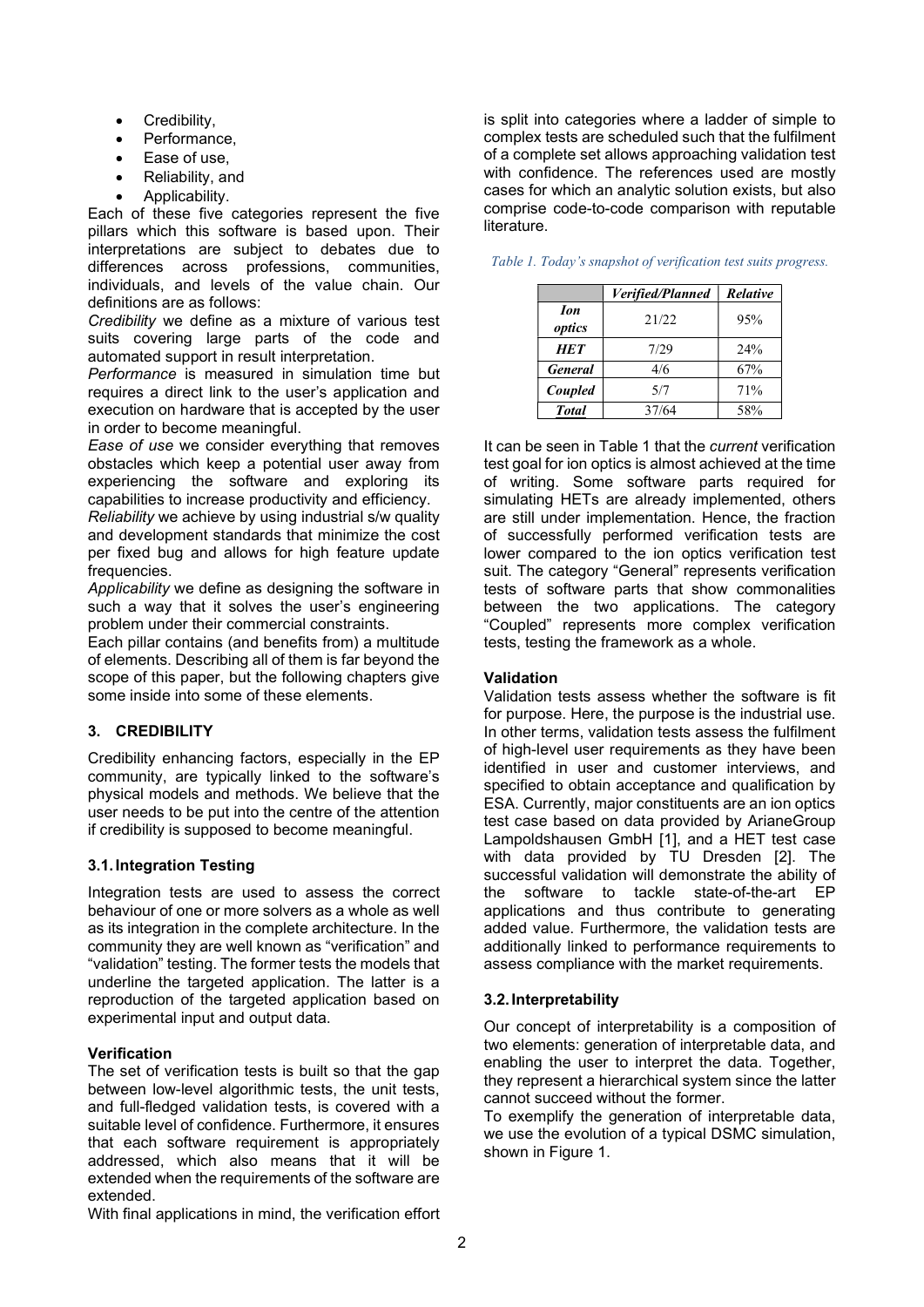- Credibility,
- Performance,
- Ease of use,
- Reliability, and
- Applicability.

Each of these five categories represent the five pillars which this software is based upon. Their interpretations are subject to debates due to differences across professions, communities, individuals, and levels of the value chain. Our definitions are as follows:

*Credibility* we define as a mixture of various test suits covering large parts of the code and automated support in result interpretation.

*Performance* is measured in simulation time but requires a direct link to the user's application and execution on hardware that is accepted by the user in order to become meaningful.

*Ease of use* we consider everything that removes obstacles which keep a potential user away from experiencing the software and exploring its capabilities to increase productivity and efficiency.

*Reliability* we achieve by using industrial s/w quality and development standards that minimize the cost per fixed bug and allows for high feature update frequencies.

*Applicability* we define as designing the software in such a way that it solves the user's engineering problem under their commercial constraints.

Each pillar contains (and benefits from) a multitude of elements. Describing all of them is far beyond the scope of this paper, but the following chapters give some inside into some of these elements.

## 3. CREDIBILITY

Credibility enhancing factors, especially in the EP community, are typically linked to the software's physical models and methods. We believe that the user needs to be put into the centre of the attention if credibility is supposed to become meaningful.

### 3.1. Integration Testing

Integration tests are used to assess the correct behaviour of one or more solvers as a whole as well as its integration in the complete architecture. In the community they are well known as "verification" and "validation" testing. The former tests the models that underline the targeted application. The latter is a reproduction of the targeted application based on experimental input and output data.

**Verification**

The set of verification tests is built so that the gap between low-level algorithmic tests, the unit tests, and full-fledged validation tests, is covered with a suitable level of confidence. Furthermore, it ensures that each software requirement is appropriately addressed, which also means that it will be extended when the requirements of the software are extended.

With final applications in mind, the verification effort is split into categories where a ladder of simple to complex tests are scheduled such that the fulfilment of a complete set allows approaching validation test with confidence. The references used are mostly cases for which an analytic solution exists, but also comprise code-to-code comparison with reputable literature.

*Table 1. Today's snapshot of verification test suits progress.*

| | *Verified/Planned* | *Relative* |
|---|---|---|
| ***Ion optics*** | 21/22 | 95% |
| ***HET*** | 7/29 | 24% |
| ***General*** | 4/6 | 67% |
| ***Coupled*** | 5/7 | 71% |
| ***Total*** | 37/64 | 58% |

It can be seen in Table 1 that the *current* verification test goal for ion optics is almost achieved at the time of writing. Some software parts required for simulating HETs are already implemented, others are still under implementation. Hence, the fraction of successfully performed verification tests are lower compared to the ion optics verification test suit. The category "General" represents verification tests of software parts that show commonalities between the two applications. The category "Coupled" represents more complex verification tests, testing the framework as a whole.

**Validation**

Validation tests assess whether the software is fit for purpose. Here, the purpose is the industrial use. In other terms, validation tests assess the fulfilment of high-level user requirements as they have been identified in user and customer interviews, and specified to obtain acceptance and qualification by ESA. Currently, major constituents are an ion optics test case based on data provided by ArianeGroup Lampoldshausen GmbH [1], and a HET test case with data provided by TU Dresden [2]. The successful validation will demonstrate the ability of the software to tackle state-of-the-art EP applications and thus contribute to generating added value. Furthermore, the validation tests are additionally linked to performance requirements to assess compliance with the market requirements.

### 3.2. Interpretability

Our concept of interpretability is a composition of two elements: generation of interpretable data, and enabling the user to interpret the data. Together, they represent a hierarchical system since the latter cannot succeed without the former.

To exemplify the generation of interpretable data, we use the evolution of a typical DSMC simulation, shown in Figure 1.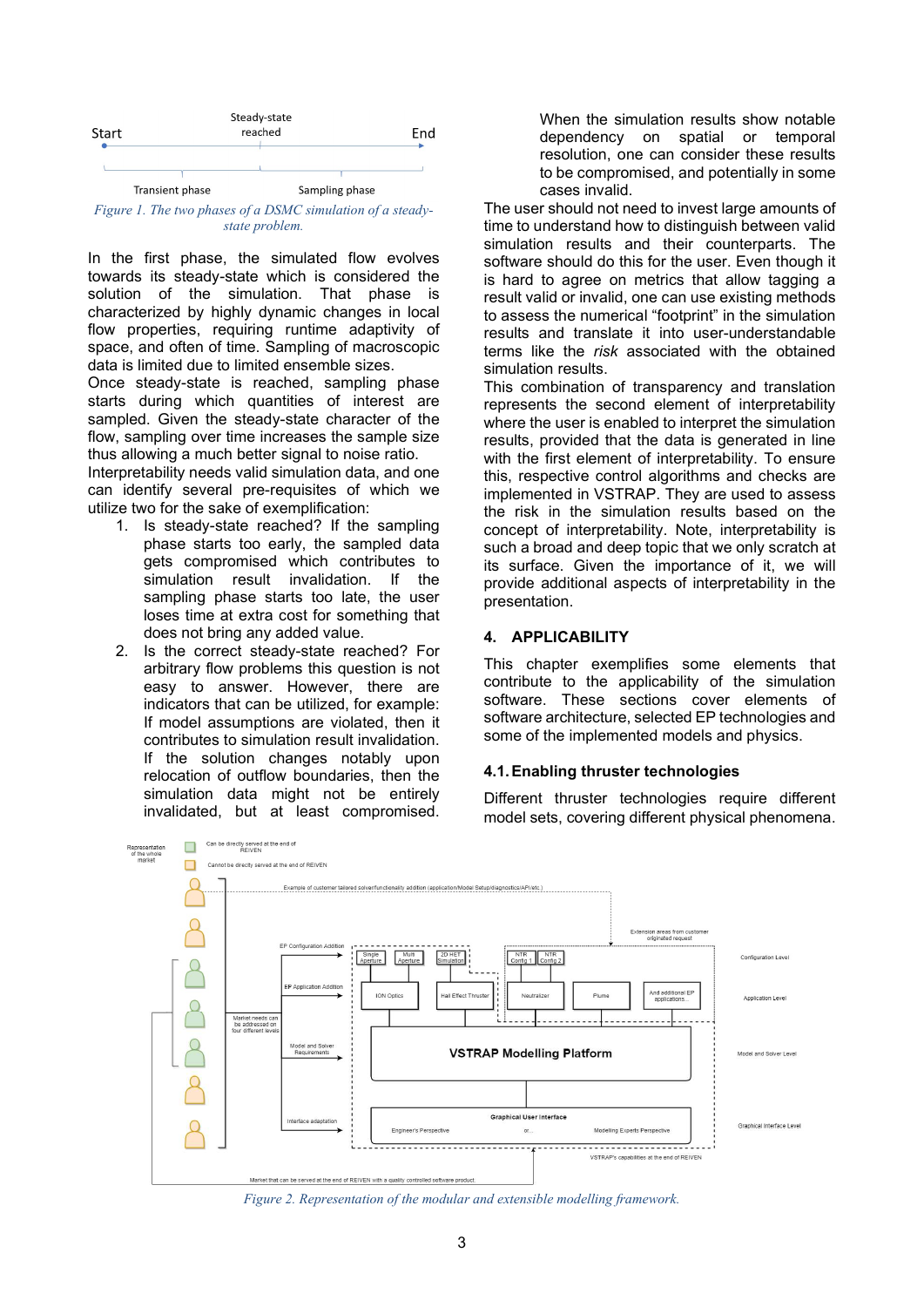Figure 1. The two phases of a DSMC simulation of a steady-state problem.

In the first phase, the simulated flow evolves towards its steady-state which is considered the solution of the simulation. That phase is characterized by highly dynamic changes in local flow properties, requiring runtime adaptivity of space, and often of time. Sampling of macroscopic data is limited due to limited ensemble sizes.

Once steady-state is reached, sampling phase starts during which quantities of interest are sampled. Given the steady-state character of the flow, sampling over time increases the sample size thus allowing a much better signal to noise ratio.

Interpretability needs valid simulation data, and one can identify several pre-requisites of which we utilize two for the sake of exemplification:

1. Is steady-state reached? If the sampling phase starts too early, the sampled data gets compromised which contributes to simulation result invalidation. If the sampling phase starts too late, the user loses time at extra cost for something that does not bring any added value.
2. Is the correct steady-state reached? For arbitrary flow problems this question is not easy to answer. However, there are indicators that can be utilized, for example: If model assumptions are violated, then it contributes to simulation result invalidation. If the solution changes notably upon relocation of outflow boundaries, then the simulation data might not be entirely invalidated, but at least compromised. When the simulation results show notable dependency on spatial or temporal resolution, one can consider these results to be compromised, and potentially in some cases invalid.

The user should not need to invest large amounts of time to understand how to distinguish between valid simulation results and their counterparts. The software should do this for the user. Even though it is hard to agree on metrics that allow tagging a result valid or invalid, one can use existing methods to assess the numerical "footprint" in the simulation results and translate it into user-understandable terms like the *risk* associated with the obtained simulation results.

This combination of transparency and translation represents the second element of interpretability where the user is enabled to interpret the simulation results, provided that the data is generated in line with the first element of interpretability. To ensure this, respective control algorithms and checks are implemented in VSTRAP. They are used to assess the risk in the simulation results based on the concept of interpretability. Note, interpretability is such a broad and deep topic that we only scratch at its surface. Given the importance of it, we will provide additional aspects of interpretability in the presentation.

## 4. APPLICABILITY

This chapter exemplifies some elements that contribute to the applicability of the simulation software. These sections cover elements of software architecture, selected EP technologies and some of the implemented models and physics.

### 4.1. Enabling thruster technologies

Different thruster technologies require different model sets, covering different physical phenomena.

Figure 2. Representation of the modular and extensible modelling framework.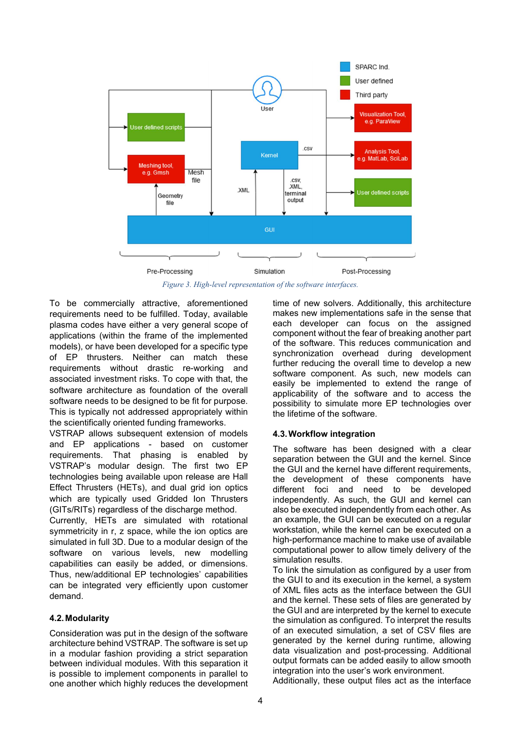Figure 3. High-level representation of the software interfaces.

To be commercially attractive, aforementioned requirements need to be fulfilled. Today, available plasma codes have either a very general scope of applications (within the frame of the implemented models), or have been developed for a specific type of EP thrusters. Neither can match these requirements without drastic re-working and associated investment risks. To cope with that, the software architecture as foundation of the overall software needs to be designed to be fit for purpose. This is typically not addressed appropriately within the scientifically oriented funding frameworks.

VSTRAP allows subsequent extension of models and EP applications - based on customer requirements. That phasing is enabled by VSTRAP's modular design. The first two EP technologies being available upon release are Hall Effect Thrusters (HETs), and dual grid ion optics which are typically used Gridded Ion Thrusters (GITs/RITs) regardless of the discharge method.

Currently, HETs are simulated with rotational symmetricity in r, z space, while the ion optics are simulated in full 3D. Due to a modular design of the software on various levels, new modelling capabilities can easily be added, or dimensions. Thus, new/additional EP technologies' capabilities can be integrated very efficiently upon customer demand.

## 4.2. Modularity

Consideration was put in the design of the software architecture behind VSTRAP. The software is set up in a modular fashion providing a strict separation between individual modules. With this separation it is possible to implement components in parallel to one another which highly reduces the development time of new solvers. Additionally, this architecture makes new implementations safe in the sense that each developer can focus on the assigned component without the fear of breaking another part of the software. This reduces communication and synchronization overhead during development further reducing the overall time to develop a new software component. As such, new models can easily be implemented to extend the range of applicability of the software and to access the possibility to simulate more EP technologies over the lifetime of the software.

## 4.3. Workflow integration

The software has been designed with a clear separation between the GUI and the kernel. Since the GUI and the kernel have different requirements, the development of these components have different foci and need to be developed independently. As such, the GUI and kernel can also be executed independently from each other. As an example, the GUI can be executed on a regular workstation, while the kernel can be executed on a high-performance machine to make use of available computational power to allow timely delivery of the simulation results.

To link the simulation as configured by a user from the GUI to and its execution in the kernel, a system of XML files acts as the interface between the GUI and the kernel. These sets of files are generated by the GUI and are interpreted by the kernel to execute the simulation as configured. To interpret the results of an executed simulation, a set of CSV files are generated by the kernel during runtime, allowing data visualization and post-processing. Additional output formats can be added easily to allow smooth integration into the user's work environment.

Additionally, these output files act as the interface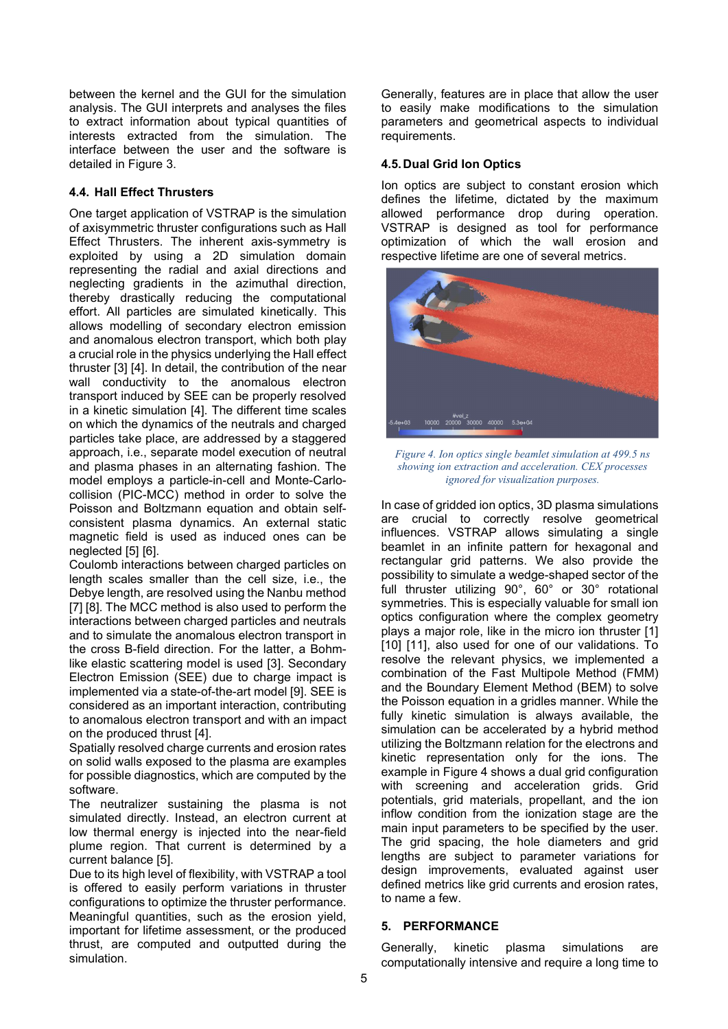between the kernel and the GUI for the simulation analysis. The GUI interprets and analyses the files to extract information about typical quantities of interests extracted from the simulation. The interface between the user and the software is detailed in Figure 3.

### 4.4. Hall Effect Thrusters

One target application of VSTRAP is the simulation of axisymmetric thruster configurations such as Hall Effect Thrusters. The inherent axis-symmetry is exploited by using a 2D simulation domain representing the radial and axial directions and neglecting gradients in the azimuthal direction, thereby drastically reducing the computational effort. All particles are simulated kinetically. This allows modelling of secondary electron emission and anomalous electron transport, which both play a crucial role in the physics underlying the Hall effect thruster [3] [4]. In detail, the contribution of the near wall conductivity to the anomalous electron transport induced by SEE can be properly resolved in a kinetic simulation [4]. The different time scales on which the dynamics of the neutrals and charged particles take place, are addressed by a staggered approach, i.e., separate model execution of neutral and plasma phases in an alternating fashion. The model employs a particle-in-cell and Monte-Carlo-collision (PIC-MCC) method in order to solve the Poisson and Boltzmann equation and obtain self-consistent plasma dynamics. An external static magnetic field is used as induced ones can be neglected [5] [6].

Coulomb interactions between charged particles on length scales smaller than the cell size, i.e., the Debye length, are resolved using the Nanbu method [7] [8]. The MCC method is also used to perform the interactions between charged particles and neutrals and to simulate the anomalous electron transport in the cross B-field direction. For the latter, a Bohm-like elastic scattering model is used [3]. Secondary Electron Emission (SEE) due to charge impact is implemented via a state-of-the-art model [9]. SEE is considered as an important interaction, contributing to anomalous electron transport and with an impact on the produced thrust [4].

Spatially resolved charge currents and erosion rates on solid walls exposed to the plasma are examples for possible diagnostics, which are computed by the software.

The neutralizer sustaining the plasma is not simulated directly. Instead, an electron current at low thermal energy is injected into the near-field plume region. That current is determined by a current balance [5].

Due to its high level of flexibility, with VSTRAP a tool is offered to easily perform variations in thruster configurations to optimize the thruster performance. Meaningful quantities, such as the erosion yield, important for lifetime assessment, or the produced thrust, are computed and outputted during the simulation.

Generally, features are in place that allow the user to easily make modifications to the simulation parameters and geometrical aspects to individual requirements.

### 4.5. Dual Grid Ion Optics

Ion optics are subject to constant erosion which defines the lifetime, dictated by the maximum allowed performance drop during operation. VSTRAP is designed as tool for performance optimization of which the wall erosion and respective lifetime are one of several metrics.

*Figure 4. Ion optics single beamlet simulation at 499.5 ns showing ion extraction and acceleration. CEX processes ignored for visualization purposes.*

In case of gridded ion optics, 3D plasma simulations are crucial to correctly resolve geometrical influences. VSTRAP allows simulating a single beamlet in an infinite pattern for hexagonal and rectangular grid patterns. We also provide the possibility to simulate a wedge-shaped sector of the full thruster utilizing 90°, 60° or 30° rotational symmetries. This is especially valuable for small ion optics configuration where the complex geometry plays a major role, like in the micro ion thruster [1] [10] [11], also used for one of our validations. To resolve the relevant physics, we implemented a combination of the Fast Multipole Method (FMM) and the Boundary Element Method (BEM) to solve the Poisson equation in a gridles manner. While the fully kinetic simulation is always available, the simulation can be accelerated by a hybrid method utilizing the Boltzmann relation for the electrons and kinetic representation only for the ions. The example in Figure 4 shows a dual grid configuration with screening and acceleration grids. Grid potentials, grid materials, propellant, and the ion inflow condition from the ionization stage are the main input parameters to be specified by the user. The grid spacing, the hole diameters and grid lengths are subject to parameter variations for design improvements, evaluated against user defined metrics like grid currents and erosion rates, to name a few.

## 5. PERFORMANCE

Generally, kinetic plasma simulations are computationally intensive and require a long time to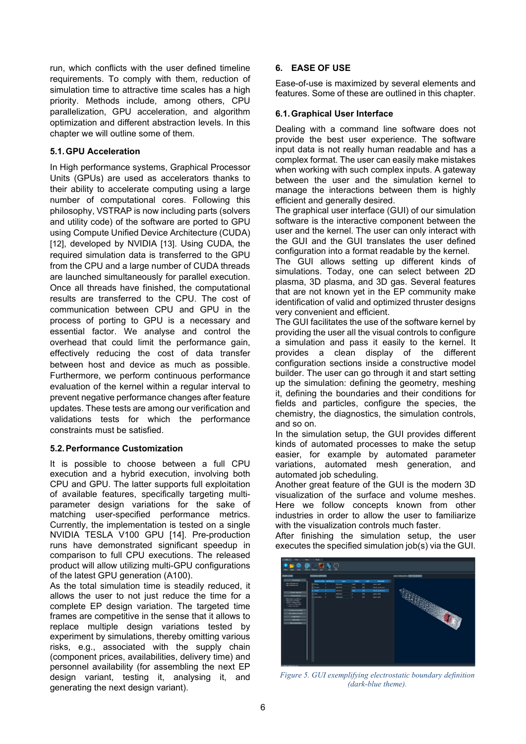run, which conflicts with the user defined timeline requirements. To comply with them, reduction of simulation time to attractive time scales has a high priority. Methods include, among others, CPU parallelization, GPU acceleration, and algorithm optimization and different abstraction levels. In this chapter we will outline some of them.

### 5.1. GPU Acceleration

In High performance systems, Graphical Processor Units (GPUs) are used as accelerators thanks to their ability to accelerate computing using a large number of computational cores. Following this philosophy, VSTRAP is now including parts (solvers and utility code) of the software are ported to GPU using Compute Unified Device Architecture (CUDA) [12], developed by NVIDIA [13]. Using CUDA, the required simulation data is transferred to the GPU from the CPU and a large number of CUDA threads are launched simultaneously for parallel execution. Once all threads have finished, the computational results are transferred to the CPU. The cost of communication between CPU and GPU in the process of porting to GPU is a necessary and essential factor. We analyse and control the overhead that could limit the performance gain, effectively reducing the cost of data transfer between host and device as much as possible. Furthermore, we perform continuous performance evaluation of the kernel within a regular interval to prevent negative performance changes after feature updates. These tests are among our verification and validations tests for which the performance constraints must be satisfied.

### 5.2. Performance Customization

It is possible to choose between a full CPU execution and a hybrid execution, involving both CPU and GPU. The latter supports full exploitation of available features, specifically targeting multi-parameter design variations for the sake of matching user-specified performance metrics. Currently, the implementation is tested on a single NVIDIA TESLA V100 GPU [14]. Pre-production runs have demonstrated significant speedup in comparison to full CPU executions. The released product will allow utilizing multi-GPU configurations of the latest GPU generation (A100).

As the total simulation time is steadily reduced, it allows the user to not just reduce the time for a complete EP design variation. The targeted time frames are competitive in the sense that it allows to replace multiple design variations tested by experiment by simulations, thereby omitting various risks, e.g., associated with the supply chain (component prices, availabilities, delivery time) and personnel availability (for assembling the next EP design variant, testing it, analysing it, and generating the next design variant).

## 6. EASE OF USE

Ease-of-use is maximized by several elements and features. Some of these are outlined in this chapter.

### 6.1. Graphical User Interface

Dealing with a command line software does not provide the best user experience. The software input data is not really human readable and has a complex format. The user can easily make mistakes when working with such complex inputs. A gateway between the user and the simulation kernel to manage the interactions between them is highly efficient and generally desired.

The graphical user interface (GUI) of our simulation software is the interactive component between the user and the kernel. The user can only interact with the GUI and the GUI translates the user defined configuration into a format readable by the kernel.

The GUI allows setting up different kinds of simulations. Today, one can select between 2D plasma, 3D plasma, and 3D gas. Several features that are not known yet in the EP community make identification of valid and optimized thruster designs very convenient and efficient.

The GUI facilitates the use of the software kernel by providing the user all the visual controls to configure a simulation and pass it easily to the kernel. It provides a clean display of the different configuration sections inside a constructive model builder. The user can go through it and start setting up the simulation: defining the geometry, meshing it, defining the boundaries and their conditions for fields and particles, configure the species, the chemistry, the diagnostics, the simulation controls, and so on.

In the simulation setup, the GUI provides different kinds of automated processes to make the setup easier, for example by automated parameter variations, automated mesh generation, and automated job scheduling.

Another great feature of the GUI is the modern 3D visualization of the surface and volume meshes. Here we follow concepts known from other industries in order to allow the user to familiarize with the visualization controls much faster.

After finishing the simulation setup, the user executes the specified simulation job(s) via the GUI.

*Figure 5. GUI exemplifying electrostatic boundary definition (dark-blue theme).*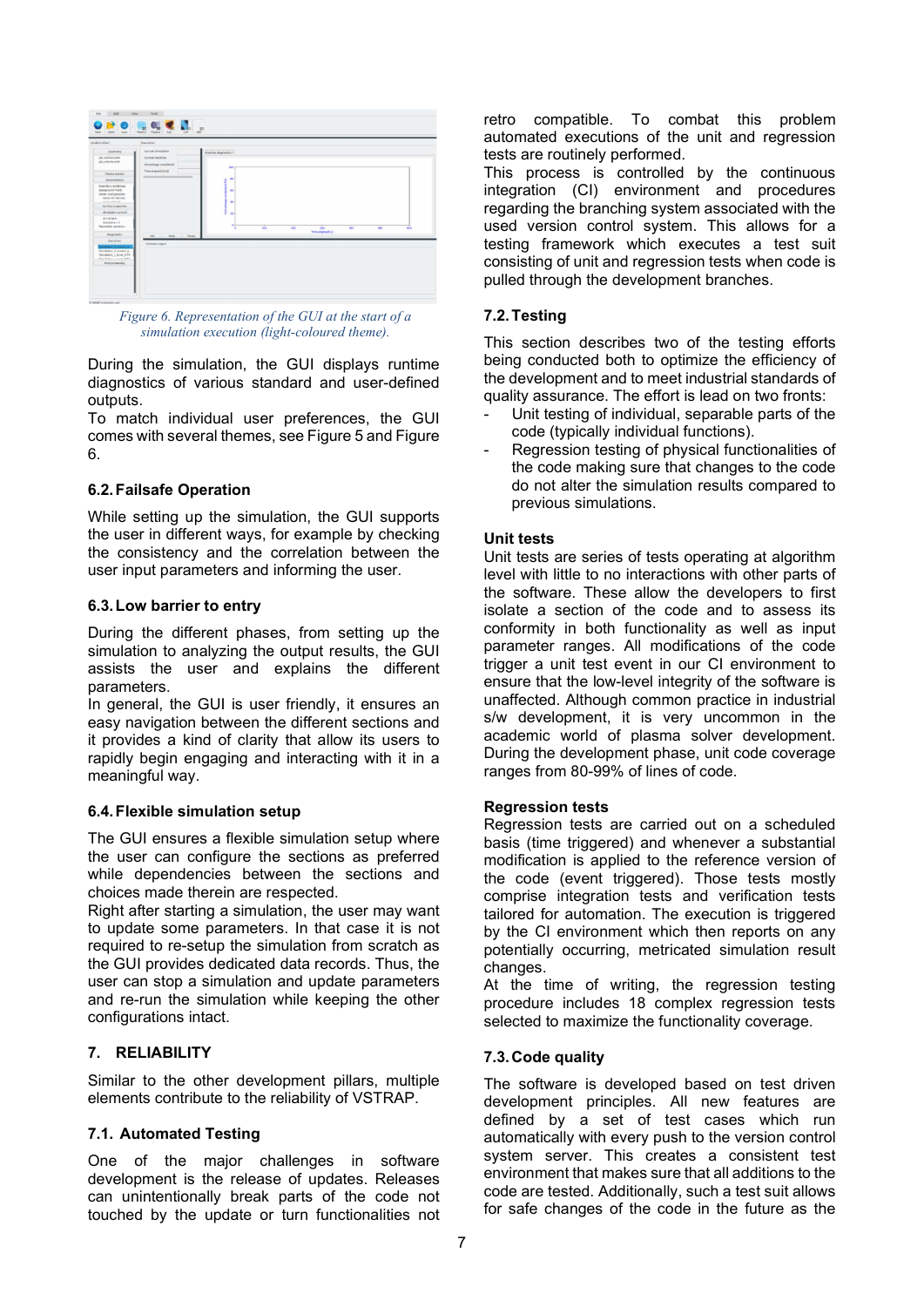Figure 6. Representation of the GUI at the start of a simulation execution (light-coloured theme).

During the simulation, the GUI displays runtime diagnostics of various standard and user-defined outputs.

To match individual user preferences, the GUI comes with several themes, see Figure 5 and Figure 6.

### 6.2. Failsafe Operation

While setting up the simulation, the GUI supports the user in different ways, for example by checking the consistency and the correlation between the user input parameters and informing the user.

### 6.3. Low barrier to entry

During the different phases, from setting up the simulation to analyzing the output results, the GUI assists the user and explains the different parameters.

In general, the GUI is user friendly, it ensures an easy navigation between the different sections and it provides a kind of clarity that allow its users to rapidly begin engaging and interacting with it in a meaningful way.

### 6.4. Flexible simulation setup

The GUI ensures a flexible simulation setup where the user can configure the sections as preferred while dependencies between the sections and choices made therein are respected.

Right after starting a simulation, the user may want to update some parameters. In that case it is not required to re-setup the simulation from scratch as the GUI provides dedicated data records. Thus, the user can stop a simulation and update parameters and re-run the simulation while keeping the other configurations intact.

## 7. RELIABILITY

Similar to the other development pillars, multiple elements contribute to the reliability of VSTRAP.

### 7.1. Automated Testing

One of the major challenges in software development is the release of updates. Releases can unintentionally break parts of the code not touched by the update or turn functionalities not retro compatible. To combat this problem automated executions of the unit and regression tests are routinely performed.

This process is controlled by the continuous integration (CI) environment and procedures regarding the branching system associated with the used version control system. This allows for a testing framework which executes a test suit consisting of unit and regression tests when code is pulled through the development branches.

### 7.2. Testing

This section describes two of the testing efforts being conducted both to optimize the efficiency of the development and to meet industrial standards of quality assurance. The effort is lead on two fronts:

- Unit testing of individual, separable parts of the code (typically individual functions).
- Regression testing of physical functionalities of the code making sure that changes to the code do not alter the simulation results compared to previous simulations.

**Unit tests**

Unit tests are series of tests operating at algorithm level with little to no interactions with other parts of the software. These allow the developers to first isolate a section of the code and to assess its conformity in both functionality as well as input parameter ranges. All modifications of the code trigger a unit test event in our CI environment to ensure that the low-level integrity of the software is unaffected. Although common practice in industrial s/w development, it is very uncommon in the academic world of plasma solver development. During the development phase, unit code coverage ranges from 80-99% of lines of code.

**Regression tests**

Regression tests are carried out on a scheduled basis (time triggered) and whenever a substantial modification is applied to the reference version of the code (event triggered). Those tests mostly comprise integration tests and verification tests tailored for automation. The execution is triggered by the CI environment which then reports on any potentially occurring, metricated simulation result changes.

At the time of writing, the regression testing procedure includes 18 complex regression tests selected to maximize the functionality coverage.

### 7.3. Code quality

The software is developed based on test driven development principles. All new features are defined by a set of test cases which run automatically with every push to the version control system server. This creates a consistent test environment that makes sure that all additions to the code are tested. Additionally, such a test suit allows for safe changes of the code in the future as the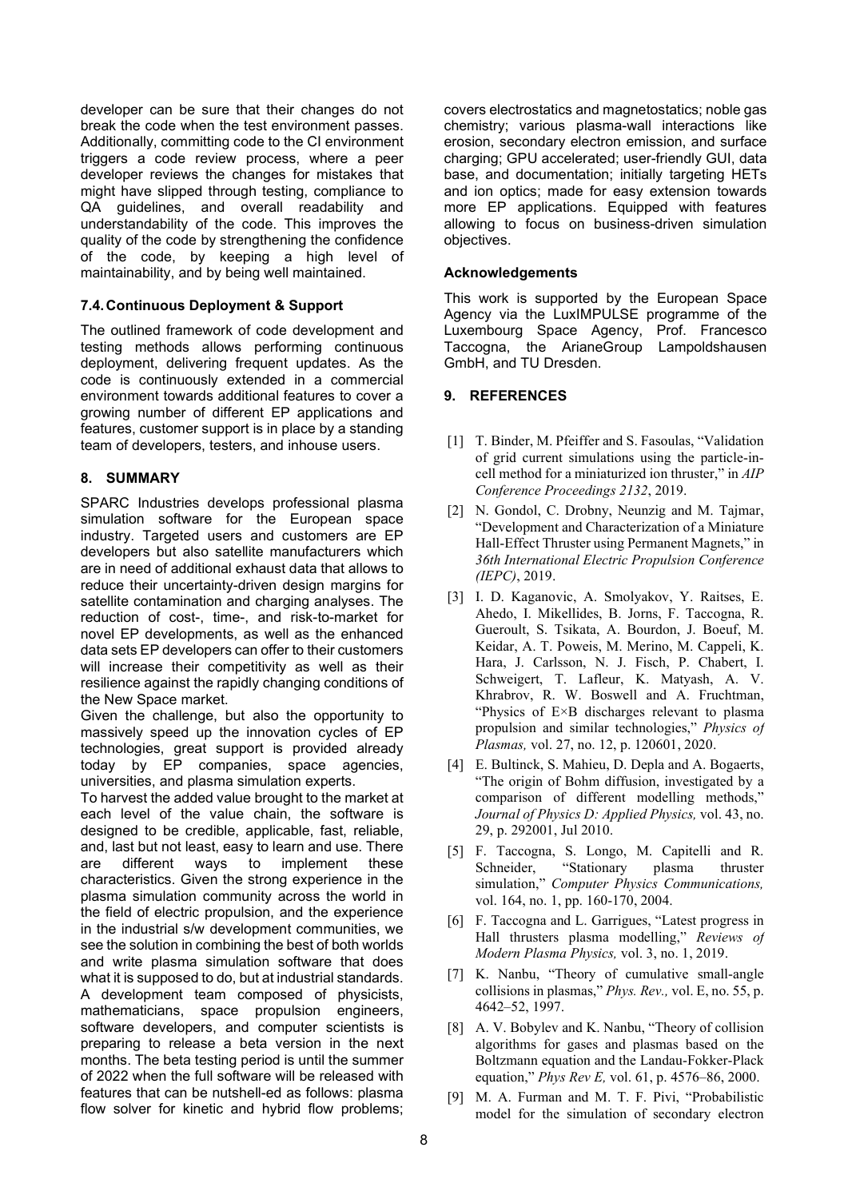developer can be sure that their changes do not break the code when the test environment passes. Additionally, committing code to the CI environment triggers a code review process, where a peer developer reviews the changes for mistakes that might have slipped through testing, compliance to QA guidelines, and overall readability and understandability of the code. This improves the quality of the code by strengthening the confidence of the code, by keeping a high level of maintainability, and by being well maintained.

### 7.4. Continuous Deployment & Support

The outlined framework of code development and testing methods allows performing continuous deployment, delivering frequent updates. As the code is continuously extended in a commercial environment towards additional features to cover a growing number of different EP applications and features, customer support is in place by a standing team of developers, testers, and inhouse users.

## 8. SUMMARY

SPARC Industries develops professional plasma simulation software for the European space industry. Targeted users and customers are EP developers but also satellite manufacturers which are in need of additional exhaust data that allows to reduce their uncertainty-driven design margins for satellite contamination and charging analyses. The reduction of cost-, time-, and risk-to-market for novel EP developments, as well as the enhanced data sets EP developers can offer to their customers will increase their competitivity as well as their resilience against the rapidly changing conditions of the New Space market.

Given the challenge, but also the opportunity to massively speed up the innovation cycles of EP technologies, great support is provided already today by EP companies, space agencies, universities, and plasma simulation experts.

To harvest the added value brought to the market at each level of the value chain, the software is designed to be credible, applicable, fast, reliable, and, last but not least, easy to learn and use. There are different ways to implement these characteristics. Given the strong experience in the plasma simulation community across the world in the field of electric propulsion, and the experience in the industrial s/w development communities, we see the solution in combining the best of both worlds and write plasma simulation software that does what it is supposed to do, but at industrial standards. A development team composed of physicists, mathematicians, space propulsion engineers, software developers, and computer scientists is preparing to release a beta version in the next months. The beta testing period is until the summer of 2022 when the full software will be released with features that can be nutshell-ed as follows: plasma flow solver for kinetic and hybrid flow problems; covers electrostatics and magnetostatics; noble gas chemistry; various plasma-wall interactions like erosion, secondary electron emission, and surface charging; GPU accelerated; user-friendly GUI, data base, and documentation; initially targeting HETs and ion optics; made for easy extension towards more EP applications. Equipped with features allowing to focus on business-driven simulation objectives.

### Acknowledgements

This work is supported by the European Space Agency via the LuxIMPULSE programme of the Luxembourg Space Agency, Prof. Francesco Taccogna, the ArianeGroup Lampoldshausen GmbH, and TU Dresden.

## 9. REFERENCES

[1] T. Binder, M. Pfeiffer and S. Fasoulas, "Validation of grid current simulations using the particle-in-cell method for a miniaturized ion thruster," in *AIP Conference Proceedings 2132*, 2019.

[2] N. Gondol, C. Drobny, Neunzig and M. Tajmar, "Development and Characterization of a Miniature Hall-Effect Thruster using Permanent Magnets," in *36th International Electric Propulsion Conference (IEPC)*, 2019.

[3] I. D. Kaganovic, A. Smolyakov, Y. Raitses, E. Ahedo, I. Mikellides, B. Jorns, F. Taccogna, R. Gueroult, S. Tsikata, A. Bourdon, J. Boeuf, M. Keidar, A. T. Poweis, M. Merino, M. Cappeli, K. Hara, J. Carlsson, N. J. Fisch, P. Chabert, I. Schweigert, T. Lafleur, K. Matyash, A. V. Khrabrov, R. W. Boswell and A. Fruchtman, "Physics of E×B discharges relevant to plasma propulsion and similar technologies," *Physics of Plasmas,* vol. 27, no. 12, p. 120601, 2020.

[4] E. Bultinck, S. Mahieu, D. Depla and A. Bogaerts, "The origin of Bohm diffusion, investigated by a comparison of different modelling methods," *Journal of Physics D: Applied Physics,* vol. 43, no. 29, p. 292001, Jul 2010.

[5] F. Taccogna, S. Longo, M. Capitelli and R. Schneider, "Stationary plasma thruster simulation," *Computer Physics Communications,* vol. 164, no. 1, pp. 160-170, 2004.

[6] F. Taccogna and L. Garrigues, "Latest progress in Hall thrusters plasma modelling," *Reviews of Modern Plasma Physics,* vol. 3, no. 1, 2019.

[7] K. Nanbu, "Theory of cumulative small-angle collisions in plasmas," *Phys. Rev.,* vol. E, no. 55, p. 4642–52, 1997.

[8] A. V. Bobylev and K. Nanbu, "Theory of collision algorithms for gases and plasmas based on the Boltzmann equation and the Landau-Fokker-Plack equation," *Phys Rev E,* vol. 61, p. 4576–86, 2000.

[9] M. A. Furman and M. T. F. Pivi, "Probabilistic model for the simulation of secondary electron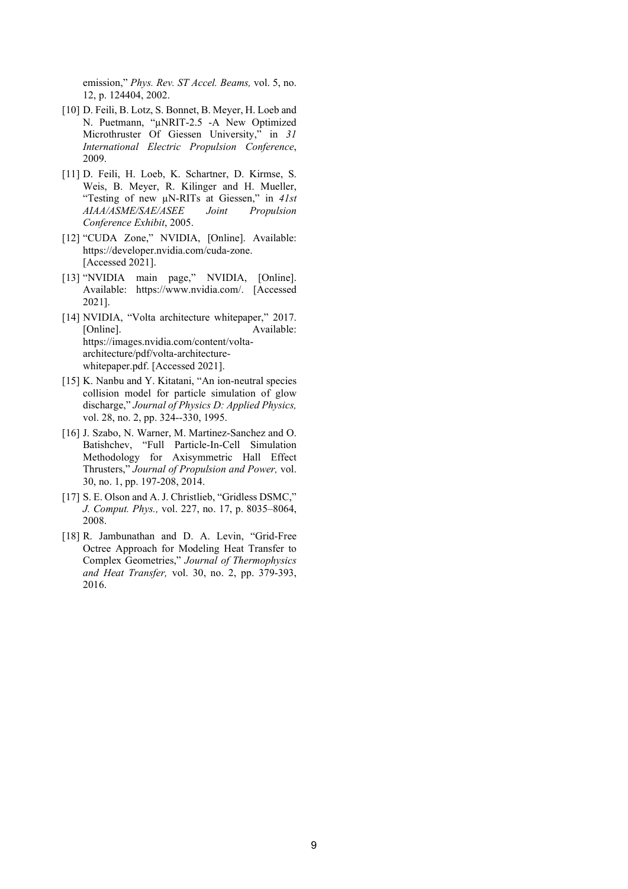emission," *Phys. Rev. ST Accel. Beams,* vol. 5, no. 12, p. 124404, 2002.

[10] D. Feili, B. Lotz, S. Bonnet, B. Meyer, H. Loeb and N. Puetmann, "μNRIT-2.5 -A New Optimized Microthruster Of Giessen University," in *31 International Electric Propulsion Conference*, 2009.

[11] D. Feili, H. Loeb, K. Schartner, D. Kirmse, S. Weis, B. Meyer, R. Kilinger and H. Mueller, "Testing of new μN-RITs at Giessen," in *41st AIAA/ASME/SAE/ASEE Joint Propulsion Conference Exhibit*, 2005.

[12] "CUDA Zone," NVIDIA, [Online]. Available: https://developer.nvidia.com/cuda-zone. [Accessed 2021].

[13] "NVIDIA main page," NVIDIA, [Online]. Available: https://www.nvidia.com/. [Accessed 2021].

[14] NVIDIA, "Volta architecture whitepaper," 2017. [Online]. Available: https://images.nvidia.com/content/volta-architecture/pdf/volta-architecture-whitepaper.pdf. [Accessed 2021].

[15] K. Nanbu and Y. Kitatani, "An ion-neutral species collision model for particle simulation of glow discharge," *Journal of Physics D: Applied Physics,* vol. 28, no. 2, pp. 324--330, 1995.

[16] J. Szabo, N. Warner, M. Martinez-Sanchez and O. Batishchev, "Full Particle-In-Cell Simulation Methodology for Axisymmetric Hall Effect Thrusters," *Journal of Propulsion and Power,* vol. 30, no. 1, pp. 197-208, 2014.

[17] S. E. Olson and A. J. Christlieb, "Gridless DSMC," *J. Comput. Phys.,* vol. 227, no. 17, p. 8035–8064, 2008.

[18] R. Jambunathan and D. A. Levin, "Grid-Free Octree Approach for Modeling Heat Transfer to Complex Geometries," *Journal of Thermophysics and Heat Transfer,* vol. 30, no. 2, pp. 379-393, 2016.